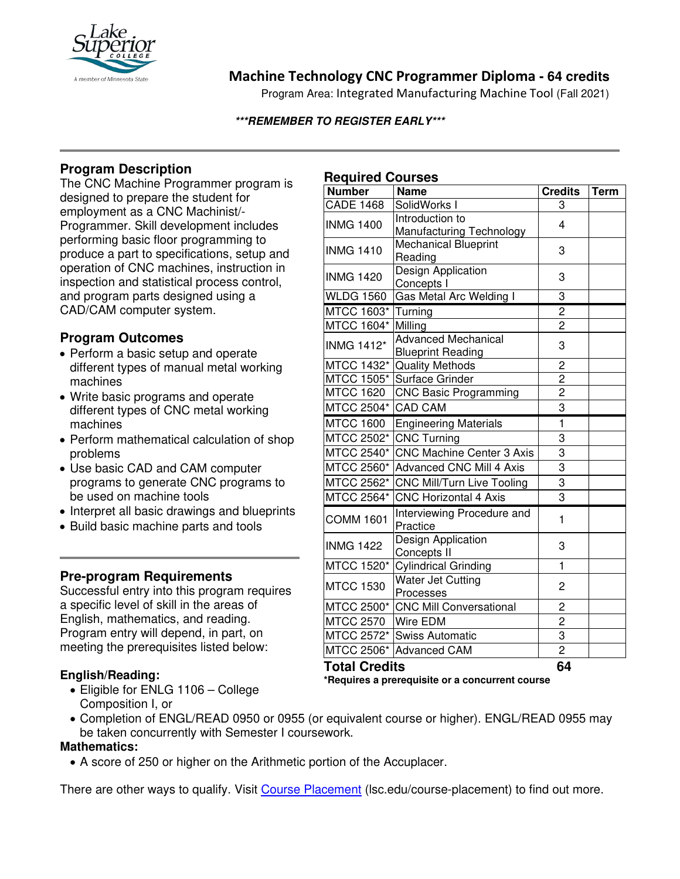# Machine Technology CNC Programmer Diploma - 64 credits

Program Area: Integrated Manufacturing Machine Tool (Fall 2021)

***REMEMBER TO REGISTER EARLY***

## Program Description

The CNC Machine Programmer program is designed to prepare the student for employment as a CNC Machinist/-Programmer. Skill development includes performing basic floor programming to produce a part to specifications, setup and operation of CNC machines, instruction in inspection and statistical process control, and program parts designed using a CAD/CAM computer system.

## Program Outcomes

- Perform a basic setup and operate different types of manual metal working machines
- Write basic programs and operate different types of CNC metal working machines
- Perform mathematical calculation of shop problems
- Use basic CAD and CAM computer programs to generate CNC programs to be used on machine tools
- Interpret all basic drawings and blueprints
- Build basic machine parts and tools

## Pre-program Requirements

Successful entry into this program requires a specific level of skill in the areas of English, mathematics, and reading. Program entry will depend, in part, on meeting the prerequisites listed below:

### English/Reading:

- Eligible for ENLG 1106 – College Composition I, or
- Completion of ENGL/READ 0950 or 0955 (or equivalent course or higher). ENGL/READ 0955 may be taken concurrently with Semester I coursework.

### Mathematics:

- A score of 250 or higher on the Arithmetic portion of the Accuplacer.

There are other ways to qualify. Visit Course Placement (lsc.edu/course-placement) to find out more.

## Required Courses

| Number | Name | Credits | Term |
|---|---|---|---|
| CADE 1468 | SolidWorks I | 3 | |
| INMG 1400 | Introduction to Manufacturing Technology | 4 | |
| INMG 1410 | Mechanical Blueprint Reading | 3 | |
| INMG 1420 | Design Application Concepts I | 3 | |
| WLDG 1560 | Gas Metal Arc Welding I | 3 | |
| MTCC 1603* | Turning | 2 | |
| MTCC 1604* | Milling | 2 | |
| INMG 1412* | Advanced Mechanical Blueprint Reading | 3 | |
| MTCC 1432* | Quality Methods | 2 | |
| MTCC 1505* | Surface Grinder | 2 | |
| MTCC 1620 | CNC Basic Programming | 2 | |
| MTCC 2504* | CAD CAM | 3 | |
| MTCC 1600 | Engineering Materials | 1 | |
| MTCC 2502* | CNC Turning | 3 | |
| MTCC 2540* | CNC Machine Center 3 Axis | 3 | |
| MTCC 2560* | Advanced CNC Mill 4 Axis | 3 | |
| MTCC 2562* | CNC Mill/Turn Live Tooling | 3 | |
| MTCC 2564* | CNC Horizontal 4 Axis | 3 | |
| COMM 1601 | Interviewing Procedure and Practice | 1 | |
| INMG 1422 | Design Application Concepts II | 3 | |
| MTCC 1520* | Cylindrical Grinding | 1 | |
| MTCC 1530 | Water Jet Cutting Processes | 2 | |
| MTCC 2500* | CNC Mill Conversational | 2 | |
| MTCC 2570 | Wire EDM | 2 | |
| MTCC 2572* | Swiss Automatic | 3 | |
| MTCC 2506* | Advanced CAM | 2 | |
| **Total Credits** | | **64** | |

***Requires a prerequisite or a concurrent course**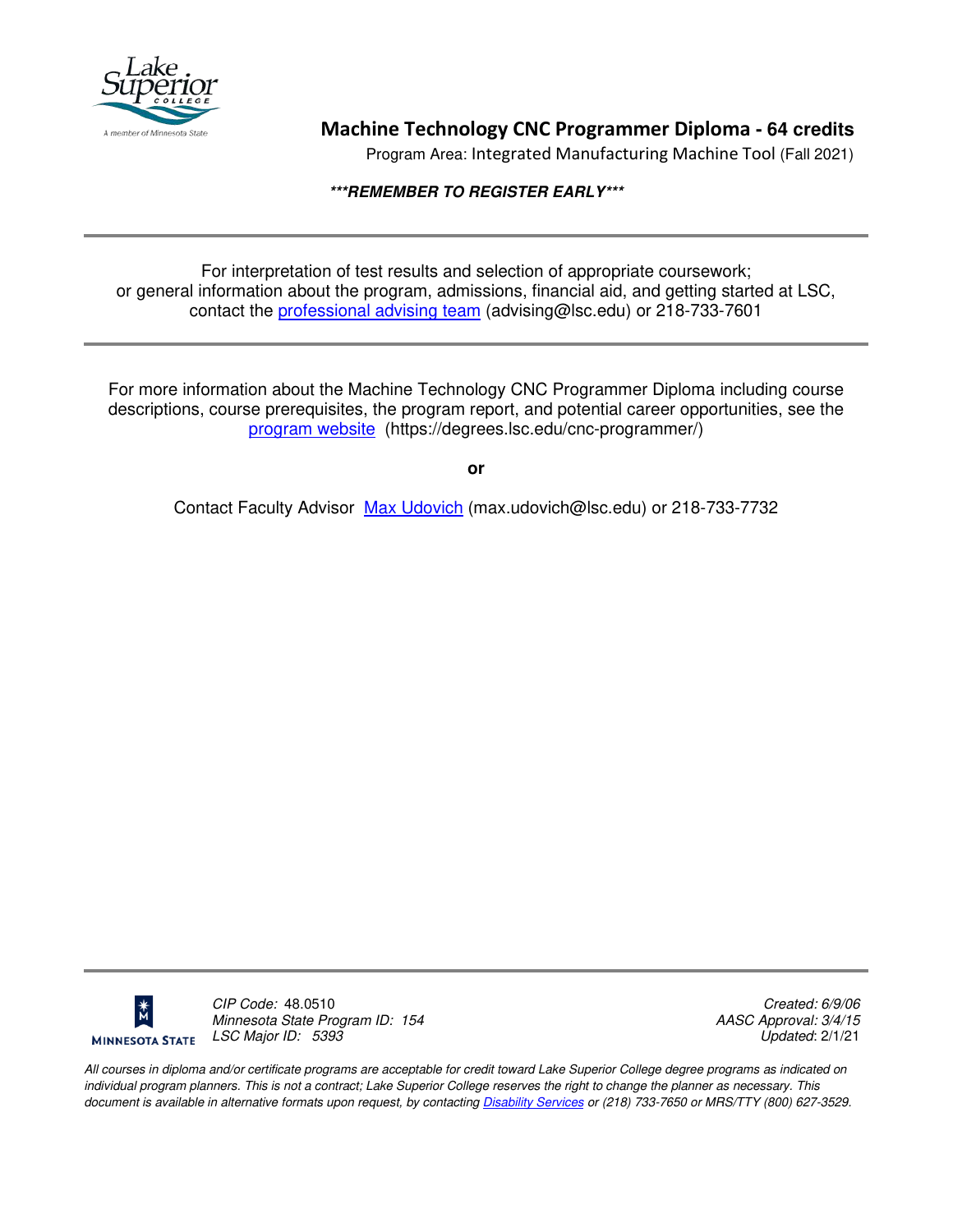# Machine Technology CNC Programmer Diploma - 64 credits

Program Area: Integrated Manufacturing Machine Tool (Fall 2021)

***REMEMBER TO REGISTER EARLY***

---

For interpretation of test results and selection of appropriate coursework; or general information about the program, admissions, financial aid, and getting started at LSC, contact the professional advising team (advising@lsc.edu) or 218-733-7601

---

For more information about the Machine Technology CNC Programmer Diploma including course descriptions, course prerequisites, the program report, and potential career opportunities, see the program website (https://degrees.lsc.edu/cnc-programmer/)

**or**

Contact Faculty Advisor Max Udovich (max.udovich@lsc.edu) or 218-733-7732

---

*CIP Code:* 48.0510
*Minnesota State Program ID: 154*
*LSC Major ID: 5393*

*Created: 6/9/06*
*AASC Approval: 3/4/15*
*Updated*: 2/1/21

*All courses in diploma and/or certificate programs are acceptable for credit toward Lake Superior College degree programs as indicated on individual program planners. This is not a contract; Lake Superior College reserves the right to change the planner as necessary. This document is available in alternative formats upon request, by contacting Disability Services or (218) 733-7650 or MRS/TTY (800) 627-3529.*